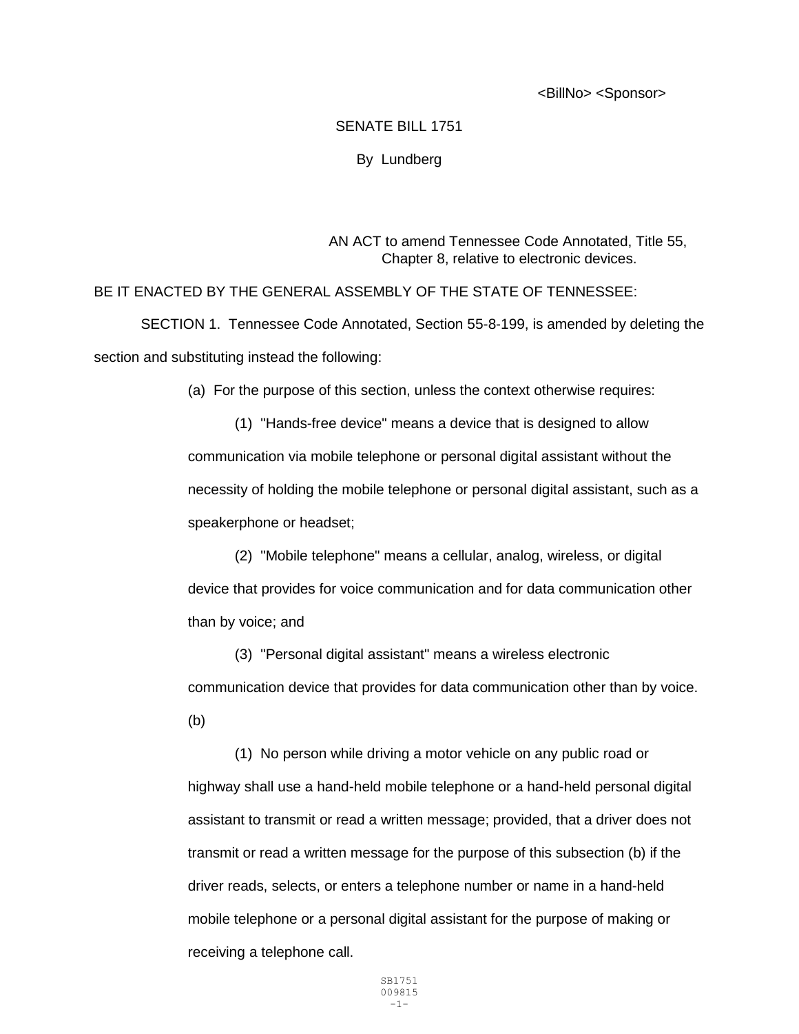<BillNo> <Sponsor>

SENATE BILL 1751

By Lundberg

AN ACT to amend Tennessee Code Annotated, Title 55, Chapter 8, relative to electronic devices.

BE IT ENACTED BY THE GENERAL ASSEMBLY OF THE STATE OF TENNESSEE:

SECTION 1. Tennessee Code Annotated, Section 55-8-199, is amended by deleting the section and substituting instead the following:

(a) For the purpose of this section, unless the context otherwise requires:

(1) "Hands-free device" means a device that is designed to allow communication via mobile telephone or personal digital assistant without the necessity of holding the mobile telephone or personal digital assistant, such as a speakerphone or headset;

(2) "Mobile telephone" means a cellular, analog, wireless, or digital device that provides for voice communication and for data communication other than by voice; and

(3) "Personal digital assistant" means a wireless electronic communication device that provides for data communication other than by voice.

(b)

(1) No person while driving a motor vehicle on any public road or highway shall use a hand-held mobile telephone or a hand-held personal digital assistant to transmit or read a written message; provided, that a driver does not transmit or read a written message for the purpose of this subsection (b) if the driver reads, selects, or enters a telephone number or name in a hand-held mobile telephone or a personal digital assistant for the purpose of making or receiving a telephone call.

SB1751
009815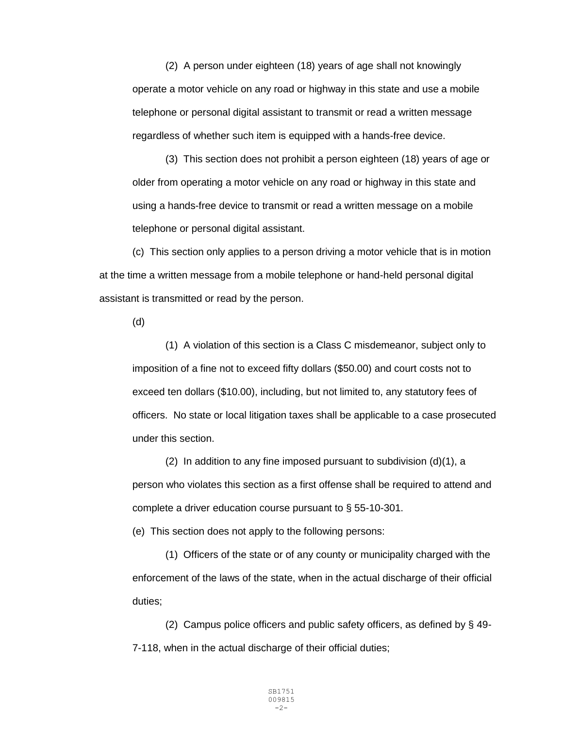(2) A person under eighteen (18) years of age shall not knowingly operate a motor vehicle on any road or highway in this state and use a mobile telephone or personal digital assistant to transmit or read a written message regardless of whether such item is equipped with a hands-free device.

(3) This section does not prohibit a person eighteen (18) years of age or older from operating a motor vehicle on any road or highway in this state and using a hands-free device to transmit or read a written message on a mobile telephone or personal digital assistant.

(c) This section only applies to a person driving a motor vehicle that is in motion at the time a written message from a mobile telephone or hand-held personal digital assistant is transmitted or read by the person.

(d)

(1) A violation of this section is a Class C misdemeanor, subject only to imposition of a fine not to exceed fifty dollars ($50.00) and court costs not to exceed ten dollars ($10.00), including, but not limited to, any statutory fees of officers. No state or local litigation taxes shall be applicable to a case prosecuted under this section.

(2) In addition to any fine imposed pursuant to subdivision (d)(1), a person who violates this section as a first offense shall be required to attend and complete a driver education course pursuant to § 55-10-301.

(e) This section does not apply to the following persons:

(1) Officers of the state or of any county or municipality charged with the enforcement of the laws of the state, when in the actual discharge of their official duties;

(2) Campus police officers and public safety officers, as defined by § 49-7-118, when in the actual discharge of their official duties;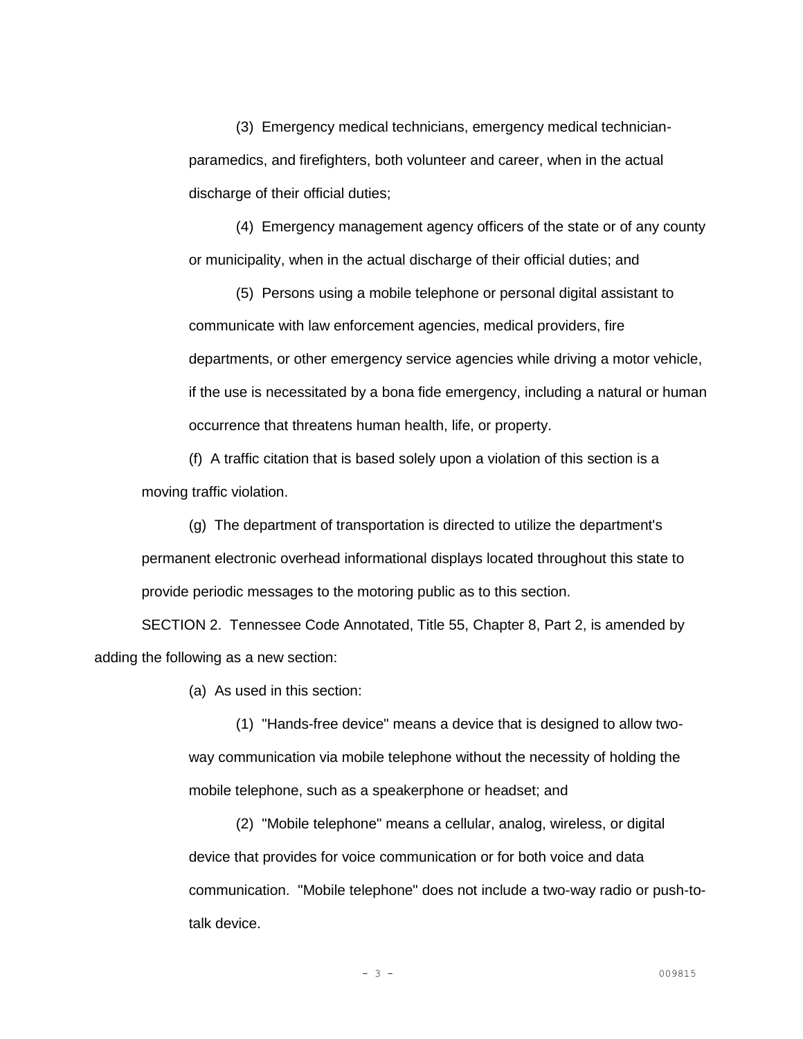(3) Emergency medical technicians, emergency medical technician-paramedics, and firefighters, both volunteer and career, when in the actual discharge of their official duties;

(4) Emergency management agency officers of the state or of any county or municipality, when in the actual discharge of their official duties; and

(5) Persons using a mobile telephone or personal digital assistant to communicate with law enforcement agencies, medical providers, fire departments, or other emergency service agencies while driving a motor vehicle, if the use is necessitated by a bona fide emergency, including a natural or human occurrence that threatens human health, life, or property.

(f) A traffic citation that is based solely upon a violation of this section is a moving traffic violation.

(g) The department of transportation is directed to utilize the department's permanent electronic overhead informational displays located throughout this state to provide periodic messages to the motoring public as to this section.

SECTION 2. Tennessee Code Annotated, Title 55, Chapter 8, Part 2, is amended by adding the following as a new section:

(a) As used in this section:

(1) "Hands-free device" means a device that is designed to allow two-way communication via mobile telephone without the necessity of holding the mobile telephone, such as a speakerphone or headset; and

(2) "Mobile telephone" means a cellular, analog, wireless, or digital device that provides for voice communication or for both voice and data communication. "Mobile telephone" does not include a two-way radio or push-to-talk device.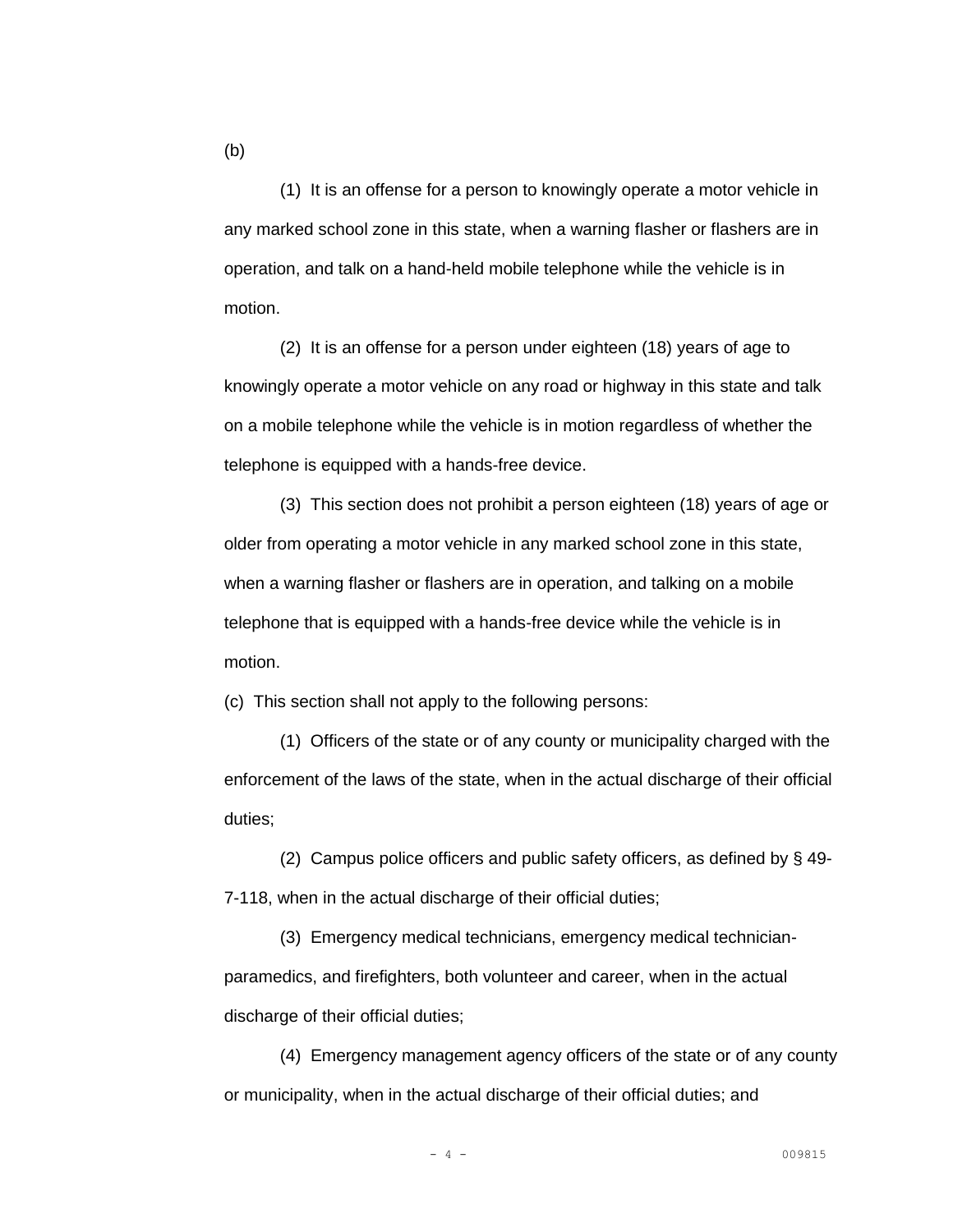(b)

(1) It is an offense for a person to knowingly operate a motor vehicle in any marked school zone in this state, when a warning flasher or flashers are in operation, and talk on a hand-held mobile telephone while the vehicle is in motion.

(2) It is an offense for a person under eighteen (18) years of age to knowingly operate a motor vehicle on any road or highway in this state and talk on a mobile telephone while the vehicle is in motion regardless of whether the telephone is equipped with a hands-free device.

(3) This section does not prohibit a person eighteen (18) years of age or older from operating a motor vehicle in any marked school zone in this state, when a warning flasher or flashers are in operation, and talking on a mobile telephone that is equipped with a hands-free device while the vehicle is in motion.

(c) This section shall not apply to the following persons:

(1) Officers of the state or of any county or municipality charged with the enforcement of the laws of the state, when in the actual discharge of their official duties;

(2) Campus police officers and public safety officers, as defined by § 49-7-118, when in the actual discharge of their official duties;

(3) Emergency medical technicians, emergency medical technician-paramedics, and firefighters, both volunteer and career, when in the actual discharge of their official duties;

(4) Emergency management agency officers of the state or of any county or municipality, when in the actual discharge of their official duties; and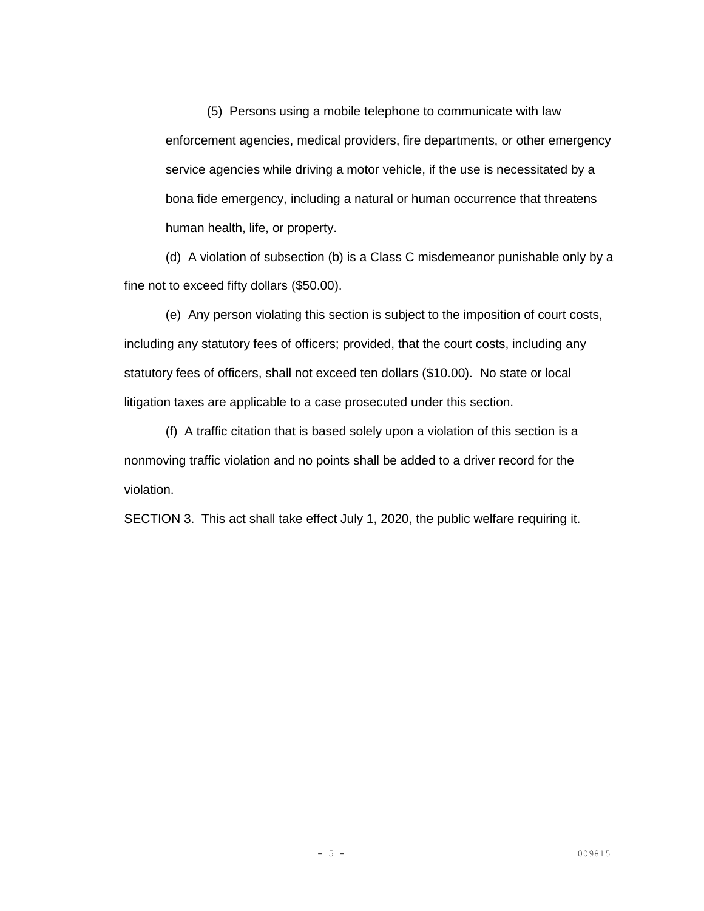(5) Persons using a mobile telephone to communicate with law enforcement agencies, medical providers, fire departments, or other emergency service agencies while driving a motor vehicle, if the use is necessitated by a bona fide emergency, including a natural or human occurrence that threatens human health, life, or property.

(d) A violation of subsection (b) is a Class C misdemeanor punishable only by a fine not to exceed fifty dollars ($50.00).

(e) Any person violating this section is subject to the imposition of court costs, including any statutory fees of officers; provided, that the court costs, including any statutory fees of officers, shall not exceed ten dollars ($10.00). No state or local litigation taxes are applicable to a case prosecuted under this section.

(f) A traffic citation that is based solely upon a violation of this section is a nonmoving traffic violation and no points shall be added to a driver record for the violation.

SECTION 3. This act shall take effect July 1, 2020, the public welfare requiring it.